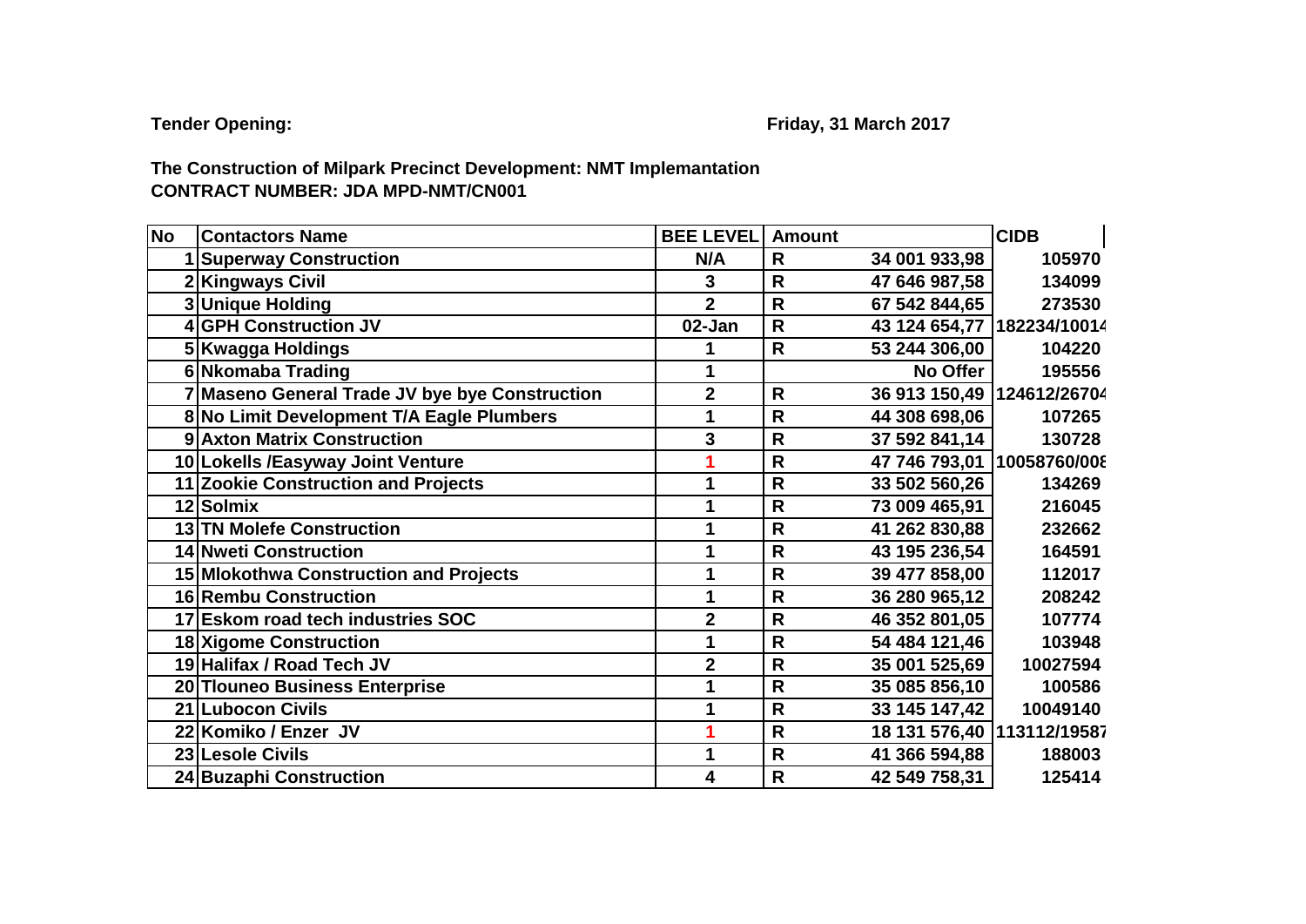**Tender Opening:** **Friday, 31 March 2017**

**The Construction of Milpark Precinct Development: NMT Implemantation**
**CONTRACT NUMBER: JDA MPD-NMT/CN001**

| No | Contactors Name | BEE LEVEL | Amount | | CIDB |
|---|---|---|---|---|---|
| 1 | Superway Construction | N/A | R | 34 001 933,98 | 105970 |
| 2 | Kingways Civil | 3 | R | 47 646 987,58 | 134099 |
| 3 | Unique Holding | 2 | R | 67 542 844,65 | 273530 |
| 4 | GPH Construction JV | 02-Jan | R | 43 124 654,77 | 182234/10014 |
| 5 | Kwagga Holdings | 1 | R | 53 244 306,00 | 104220 |
| 6 | Nkomaba Trading | 1 | | No Offer | 195556 |
| 7 | Maseno General Trade JV bye bye Construction | 2 | R | 36 913 150,49 | 124612/26704 |
| 8 | No Limit Development T/A Eagle Plumbers | 1 | R | 44 308 698,06 | 107265 |
| 9 | Axton Matrix Construction | 3 | R | 37 592 841,14 | 130728 |
| 10 | Lokells /Easyway Joint Venture | 1 | R | 47 746 793,01 | 10058760/008 |
| 11 | Zookie Construction and Projects | 1 | R | 33 502 560,26 | 134269 |
| 12 | Solmix | 1 | R | 73 009 465,91 | 216045 |
| 13 | TN Molefe Construction | 1 | R | 41 262 830,88 | 232662 |
| 14 | Nweti Construction | 1 | R | 43 195 236,54 | 164591 |
| 15 | Mlokothwa Construction and Projects | 1 | R | 39 477 858,00 | 112017 |
| 16 | Rembu Construction | 1 | R | 36 280 965,12 | 208242 |
| 17 | Eskom road tech industries SOC | 2 | R | 46 352 801,05 | 107774 |
| 18 | Xigome Construction | 1 | R | 54 484 121,46 | 103948 |
| 19 | Halifax / Road Tech JV | 2 | R | 35 001 525,69 | 10027594 |
| 20 | Tlouneo Business Enterprise | 1 | R | 35 085 856,10 | 100586 |
| 21 | Lubocon Civils | 1 | R | 33 145 147,42 | 10049140 |
| 22 | Komiko / Enzer JV | 1 | R | 18 131 576,40 | 113112/19587 |
| 23 | Lesole Civils | 1 | R | 41 366 594,88 | 188003 |
| 24 | Buzaphi Construction | 4 | R | 42 549 758,31 | 125414 |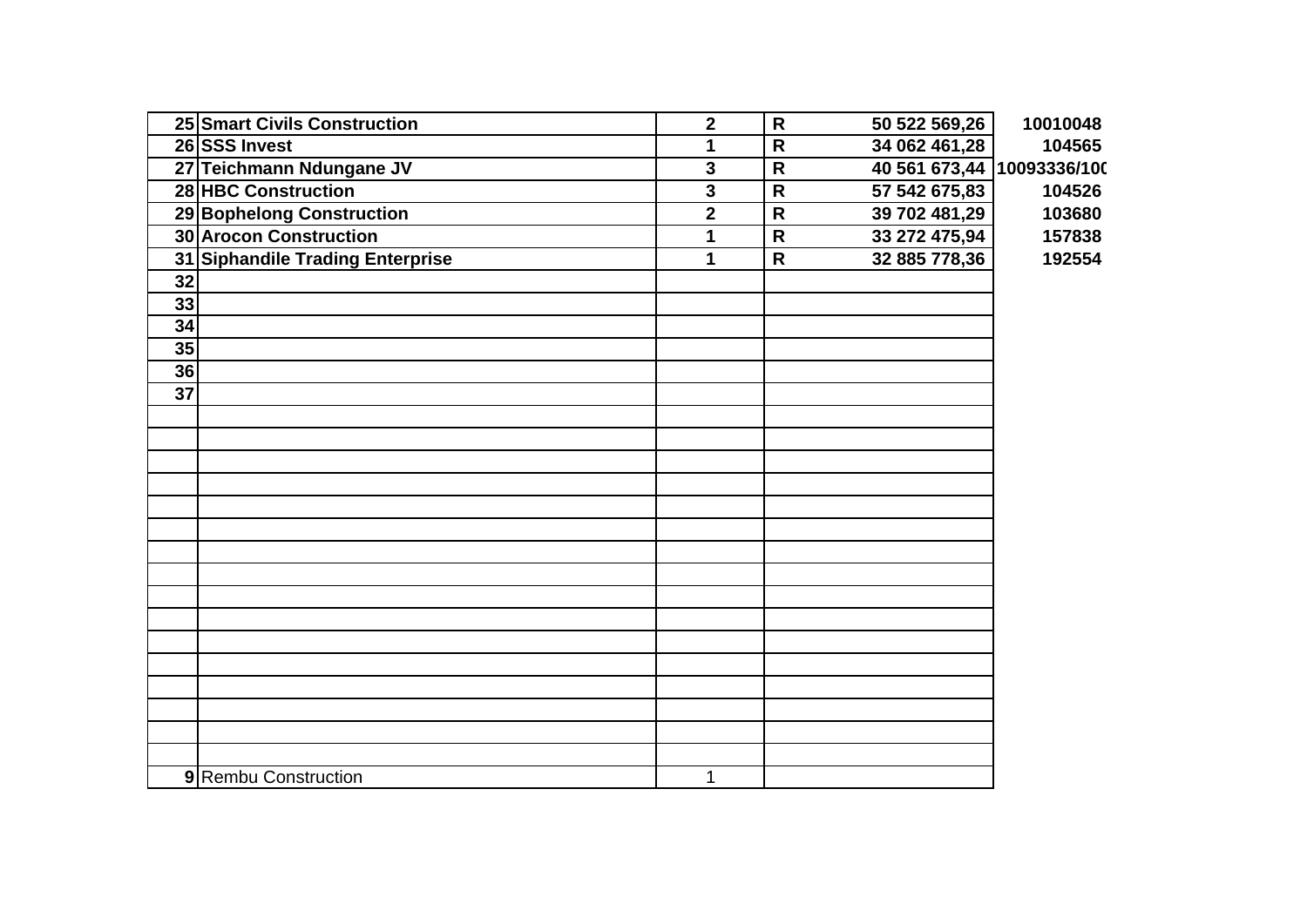| | | | | | |
|---|---|---|---|---|---|
| **25** | **Smart Civils Construction** | **2** | **R** | **50 522 569,26** | **10010048** |
| **26** | **SSS Invest** | **1** | **R** | **34 062 461,28** | **104565** |
| **27** | **Teichmann Ndungane JV** | **3** | **R** | **40 561 673,44** | **10093336/100** |
| **28** | **HBC Construction** | **3** | **R** | **57 542 675,83** | **104526** |
| **29** | **Bophelong Construction** | **2** | **R** | **39 702 481,29** | **103680** |
| **30** | **Arocon Construction** | **1** | **R** | **33 272 475,94** | **157838** |
| **31** | **Siphandile Trading Enterprise** | **1** | **R** | **32 885 778,36** | **192554** |
| **32** | | | | | |
| **33** | | | | | |
| **34** | | | | | |
| **35** | | | | | |
| **36** | | | | | |
| **37** | | | | | |
| | | | | | |
| | | | | | |
| | | | | | |
| | | | | | |
| | | | | | |
| | | | | | |
| | | | | | |
| | | | | | |
| | | | | | |
| | | | | | |
| | | | | | |
| | | | | | |
| | | | | | |
| | | | | | |
| | | | | | |
| | | | | | |
| **9** | Rembu Construction | 1 | | | |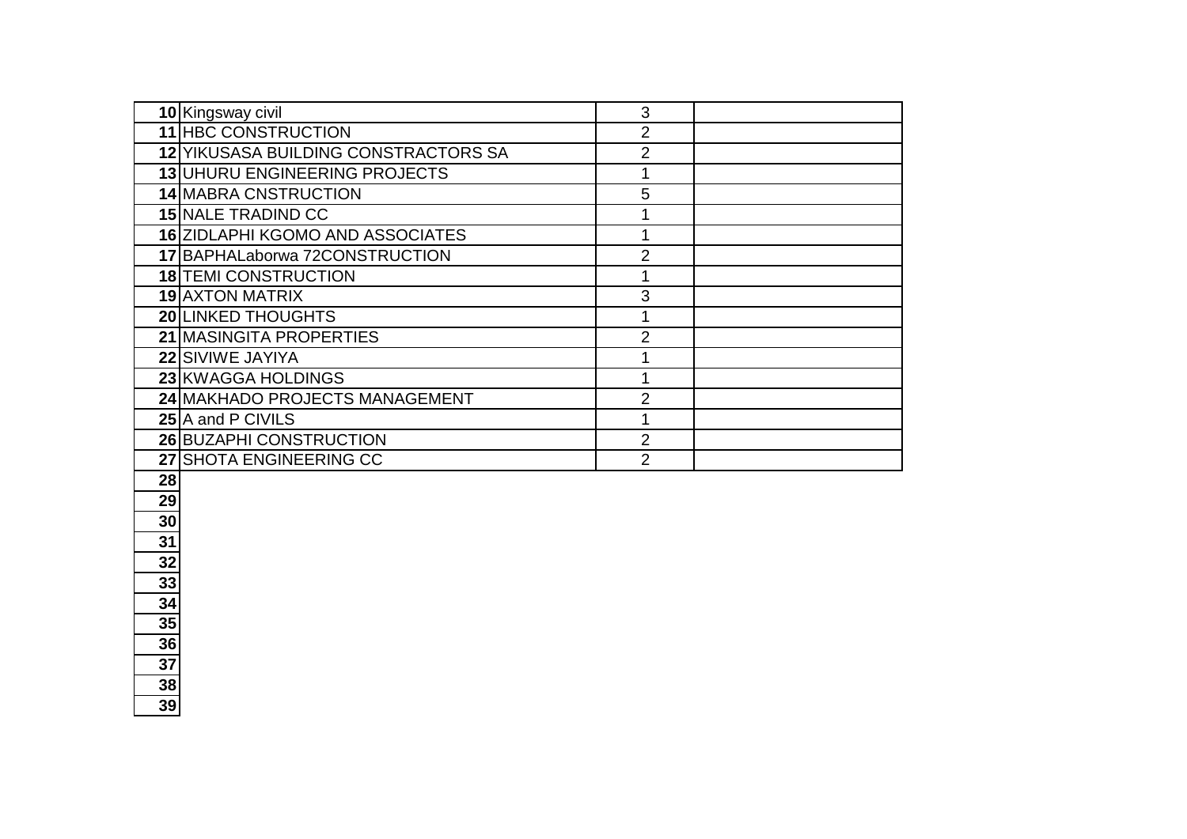| | | | |
|---|---|---|---|
| 10 | Kingsway civil | 3 | |
| 11 | HBC CONSTRUCTION | 2 | |
| 12 | YIKUSASA BUILDING CONSTRACTORS SA | 2 | |
| 13 | UHURU ENGINEERING PROJECTS | 1 | |
| 14 | MABRA CNSTRUCTION | 5 | |
| 15 | NALE TRADIND CC | 1 | |
| 16 | ZIDLAPHI KGOMO AND ASSOCIATES | 1 | |
| 17 | BAPHALaborwa 72CONSTRUCTION | 2 | |
| 18 | TEMI CONSTRUCTION | 1 | |
| 19 | AXTON MATRIX | 3 | |
| 20 | LINKED THOUGHTS | 1 | |
| 21 | MASINGITA PROPERTIES | 2 | |
| 22 | SIVIWE JAYIYA | 1 | |
| 23 | KWAGGA HOLDINGS | 1 | |
| 24 | MAKHADO PROJECTS MANAGEMENT | 2 | |
| 25 | A and P CIVILS | 1 | |
| 26 | BUZAPHI CONSTRUCTION | 2 | |
| 27 | SHOTA ENGINEERING CC | 2 | |
| 28 | | | |
| 29 | | | |
| 30 | | | |
| 31 | | | |
| 32 | | | |
| 33 | | | |
| 34 | | | |
| 35 | | | |
| 36 | | | |
| 37 | | | |
| 38 | | | |
| 39 | | | |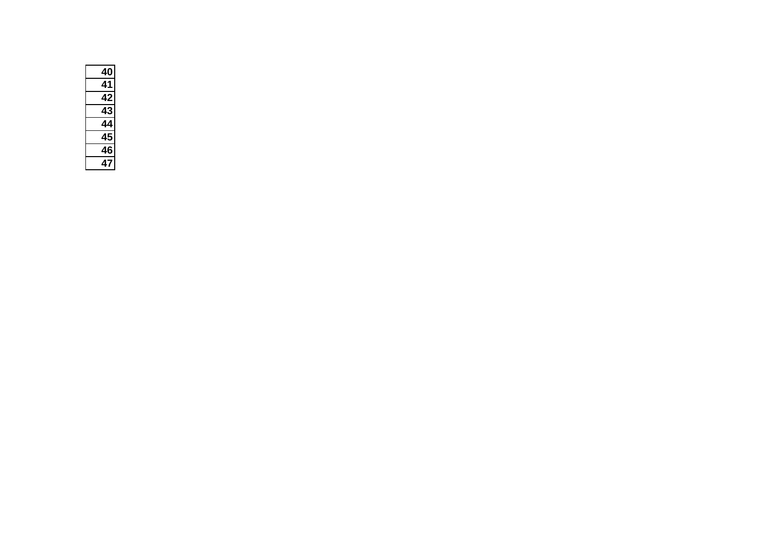| 40 |
| --- |
| 41 |
| 42 |
| 43 |
| 44 |
| 45 |
| 46 |
| 47 |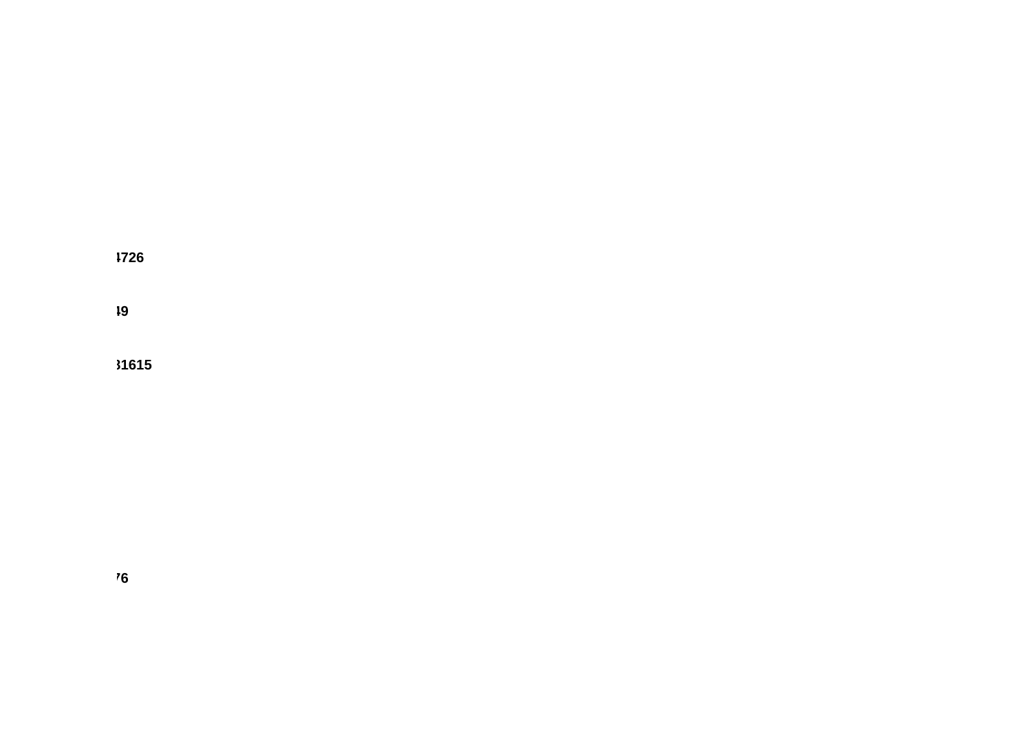**4726**

**49**

**31615**

**76**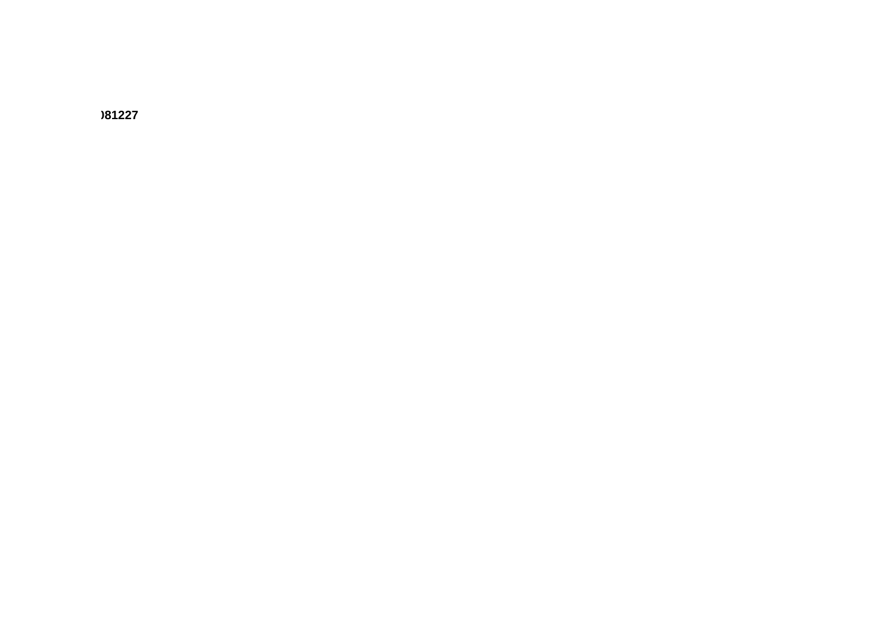**)81227**